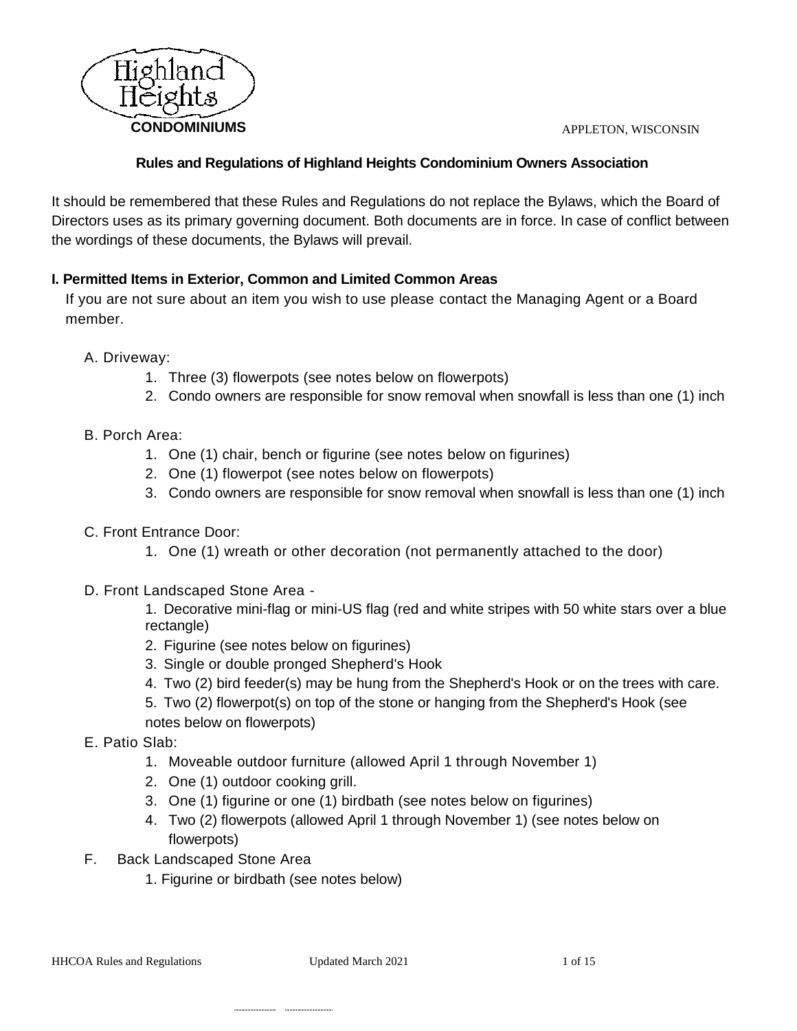Highland Heights

**CONDOMINIUMS**

APPLETON, WISCONSIN

## Rules and Regulations of Highland Heights Condominium Owners Association

It should be remembered that these Rules and Regulations do not replace the Bylaws, which the Board of Directors uses as its primary governing document. Both documents are in force. In case of conflict between the wordings of these documents, the Bylaws will prevail.

### I. Permitted Items in Exterior, Common and Limited Common Areas

If you are not sure about an item you wish to use please contact the Managing Agent or a Board member.

A. Driveway:

1. Three (3) flowerpots (see notes below on flowerpots)
2. Condo owners are responsible for snow removal when snowfall is less than one (1) inch

B. Porch Area:

1. One (1) chair, bench or figurine (see notes below on figurines)
2. One (1) flowerpot (see notes below on flowerpots)
3. Condo owners are responsible for snow removal when snowfall is less than one (1) inch

C. Front Entrance Door:

1. One (1) wreath or other decoration (not permanently attached to the door)

D. Front Landscaped Stone Area -

1. Decorative mini-flag or mini-US flag (red and white stripes with 50 white stars over a blue rectangle)
2. Figurine (see notes below on figurines)
3. Single or double pronged Shepherd's Hook
4. Two (2) bird feeder(s) may be hung from the Shepherd's Hook or on the trees with care.
5. Two (2) flowerpot(s) on top of the stone or hanging from the Shepherd's Hook (see notes below on flowerpots)

E. Patio Slab:

1. Moveable outdoor furniture (allowed April 1 through November 1)
2. One (1) outdoor cooking grill.
3. One (1) figurine or one (1) birdbath (see notes below on figurines)
4. Two (2) flowerpots (allowed April 1 through November 1) (see notes below on flowerpots)

F. Back Landscaped Stone Area

1. Figurine or birdbath (see notes below)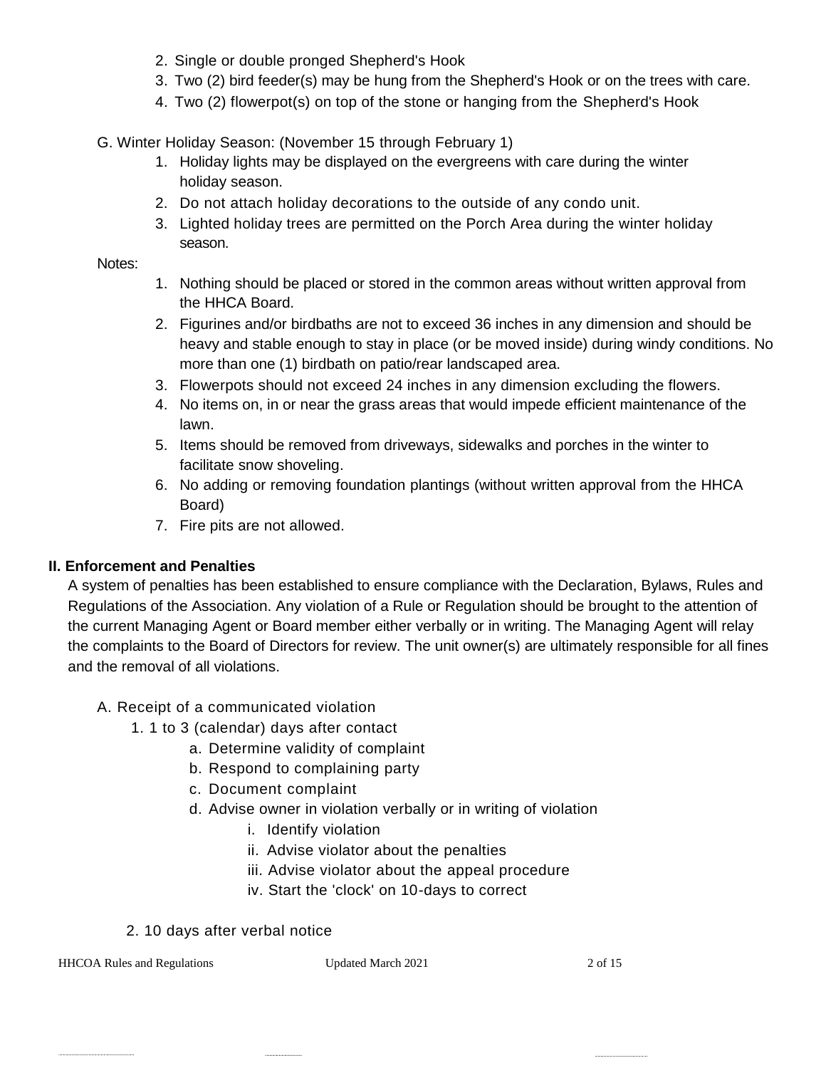2. Single or double pronged Shepherd's Hook
3. Two (2) bird feeder(s) may be hung from the Shepherd's Hook or on the trees with care.
4. Two (2) flowerpot(s) on top of the stone or hanging from the Shepherd's Hook

G. Winter Holiday Season: (November 15 through February 1)

1. Holiday lights may be displayed on the evergreens with care during the winter holiday season.
2. Do not attach holiday decorations to the outside of any condo unit.
3. Lighted holiday trees are permitted on the Porch Area during the winter holiday season.

Notes:

1. Nothing should be placed or stored in the common areas without written approval from the HHCA Board.
2. Figurines and/or birdbaths are not to exceed 36 inches in any dimension and should be heavy and stable enough to stay in place (or be moved inside) during windy conditions. No more than one (1) birdbath on patio/rear landscaped area.
3. Flowerpots should not exceed 24 inches in any dimension excluding the flowers.
4. No items on, in or near the grass areas that would impede efficient maintenance of the lawn.
5. Items should be removed from driveways, sidewalks and porches in the winter to facilitate snow shoveling.
6. No adding or removing foundation plantings (without written approval from the HHCA Board)
7. Fire pits are not allowed.

## II. Enforcement and Penalties

A system of penalties has been established to ensure compliance with the Declaration, Bylaws, Rules and Regulations of the Association. Any violation of a Rule or Regulation should be brought to the attention of the current Managing Agent or Board member either verbally or in writing. The Managing Agent will relay the complaints to the Board of Directors for review. The unit owner(s) are ultimately responsible for all fines and the removal of all violations.

A. Receipt of a communicated violation

1. 1 to 3 (calendar) days after contact
   - a. Determine validity of complaint
   - b. Respond to complaining party
   - c. Document complaint
   - d. Advise owner in violation verbally or in writing of violation
     - i. Identify violation
     - ii. Advise violator about the penalties
     - iii. Advise violator about the appeal procedure
     - iv. Start the 'clock' on 10-days to correct

2. 10 days after verbal notice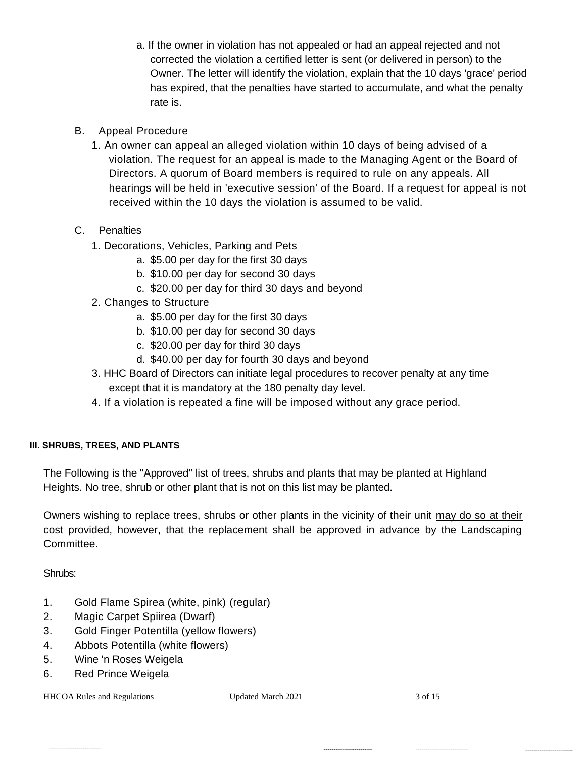a. If the owner in violation has not appealed or had an appeal rejected and not corrected the violation a certified letter is sent (or delivered in person) to the Owner. The letter will identify the violation, explain that the 10 days 'grace' period has expired, that the penalties have started to accumulate, and what the penalty rate is.

B. Appeal Procedure

1. An owner can appeal an alleged violation within 10 days of being advised of a violation. The request for an appeal is made to the Managing Agent or the Board of Directors. A quorum of Board members is required to rule on any appeals. All hearings will be held in 'executive session' of the Board. If a request for appeal is not received within the 10 days the violation is assumed to be valid.

C. Penalties

1. Decorations, Vehicles, Parking and Pets
   a. $5.00 per day for the first 30 days
   b. $10.00 per day for second 30 days
   c. $20.00 per day for third 30 days and beyond
2. Changes to Structure
   a. $5.00 per day for the first 30 days
   b. $10.00 per day for second 30 days
   c. $20.00 per day for third 30 days
   d. $40.00 per day for fourth 30 days and beyond
3. HHC Board of Directors can initiate legal procedures to recover penalty at any time except that it is mandatory at the 180 penalty day level.
4. If a violation is repeated a fine will be imposed without any grace period.

#### III. SHRUBS, TREES, AND PLANTS

The Following is the "Approved" list of trees, shrubs and plants that may be planted at Highland Heights. No tree, shrub or other plant that is not on this list may be planted.

Owners wishing to replace trees, shrubs or other plants in the vicinity of their unit <u>may do so at their cost</u> provided, however, that the replacement shall be approved in advance by the Landscaping Committee.

Shrubs:

1. Gold Flame Spirea (white, pink) (regular)
2. Magic Carpet Spiirea (Dwarf)
3. Gold Finger Potentilla (yellow flowers)
4. Abbots Potentilla (white flowers)
5. Wine 'n Roses Weigela
6. Red Prince Weigela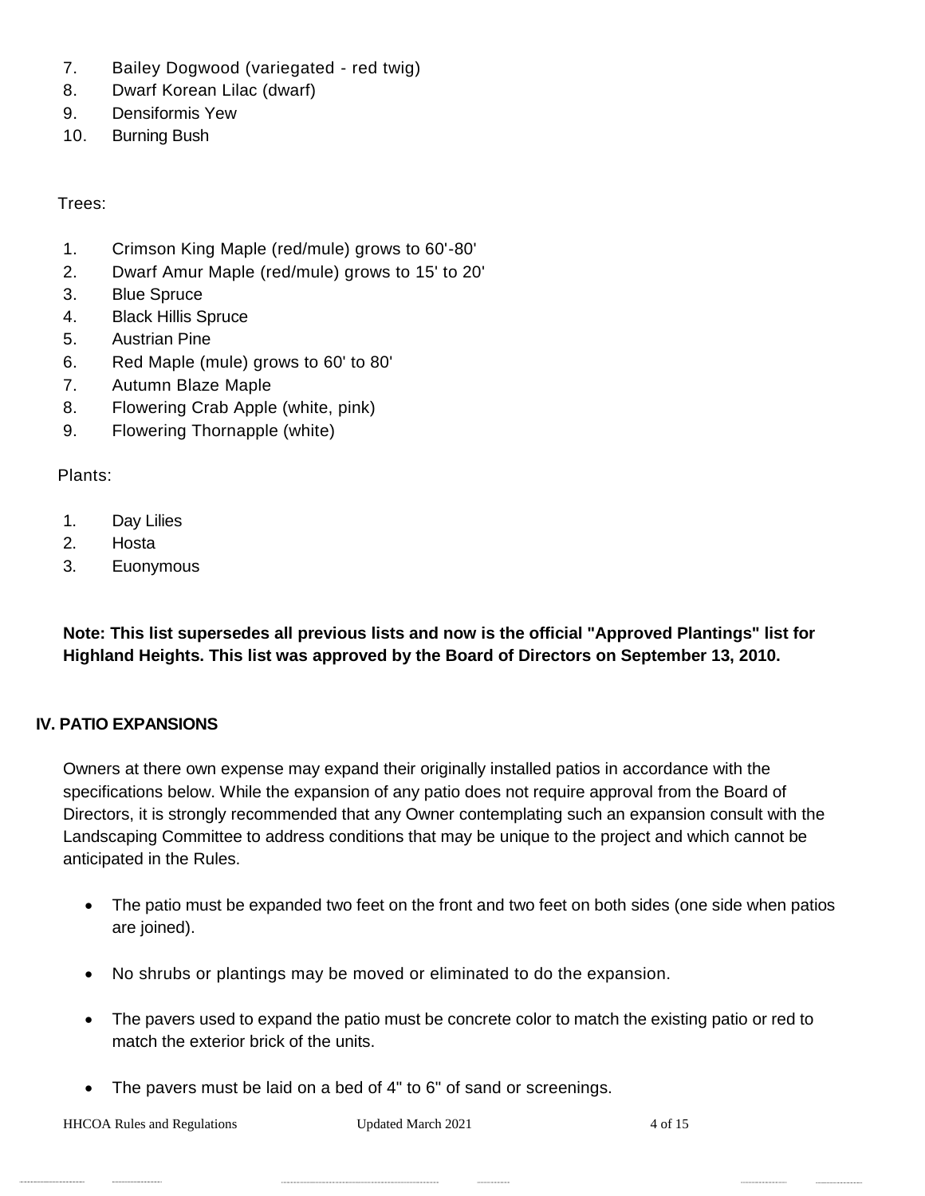7. Bailey Dogwood (variegated - red twig)
8. Dwarf Korean Lilac (dwarf)
9. Densiformis Yew
10. Burning Bush

Trees:

1. Crimson King Maple (red/mule) grows to 60'-80'
2. Dwarf Amur Maple (red/mule) grows to 15' to 20'
3. Blue Spruce
4. Black Hillis Spruce
5. Austrian Pine
6. Red Maple (mule) grows to 60' to 80'
7. Autumn Blaze Maple
8. Flowering Crab Apple (white, pink)
9. Flowering Thornapple (white)

Plants:

1. Day Lilies
2. Hosta
3. Euonymous

**Note: This list supersedes all previous lists and now is the official "Approved Plantings" list for Highland Heights. This list was approved by the Board of Directors on September 13, 2010.**

## IV. PATIO EXPANSIONS

Owners at there own expense may expand their originally installed patios in accordance with the specifications below. While the expansion of any patio does not require approval from the Board of Directors, it is strongly recommended that any Owner contemplating such an expansion consult with the Landscaping Committee to address conditions that may be unique to the project and which cannot be anticipated in the Rules.

- The patio must be expanded two feet on the front and two feet on both sides (one side when patios are joined).
- No shrubs or plantings may be moved or eliminated to do the expansion.
- The pavers used to expand the patio must be concrete color to match the existing patio or red to match the exterior brick of the units.
- The pavers must be laid on a bed of 4" to 6" of sand or screenings.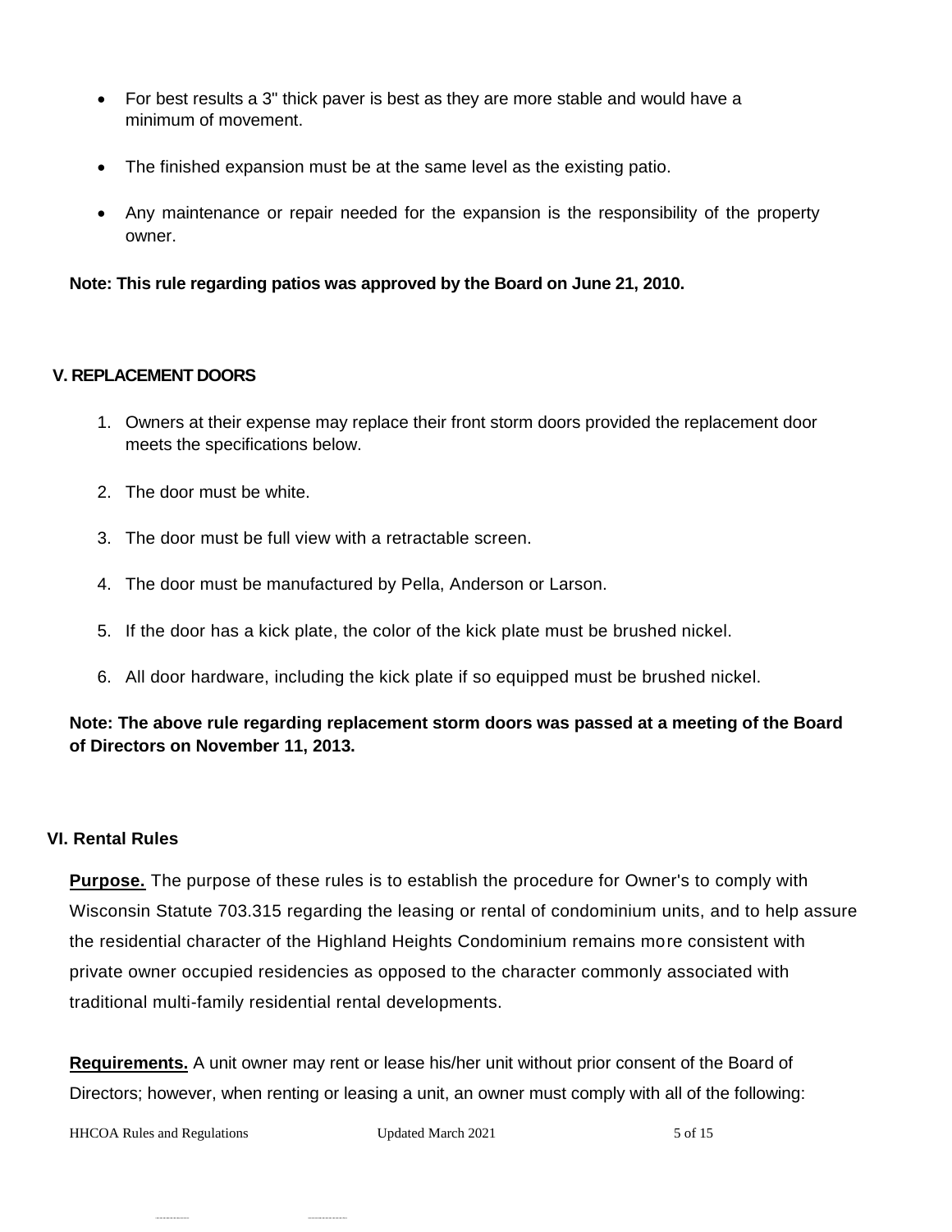- For best results a 3" thick paver is best as they are more stable and would have a minimum of movement.
- The finished expansion must be at the same level as the existing patio.
- Any maintenance or repair needed for the expansion is the responsibility of the property owner.

**Note: This rule regarding patios was approved by the Board on June 21, 2010.**

## V. REPLACEMENT DOORS

1. Owners at their expense may replace their front storm doors provided the replacement door meets the specifications below.
2. The door must be white.
3. The door must be full view with a retractable screen.
4. The door must be manufactured by Pella, Anderson or Larson.
5. If the door has a kick plate, the color of the kick plate must be brushed nickel.
6. All door hardware, including the kick plate if so equipped must be brushed nickel.

**Note: The above rule regarding replacement storm doors was passed at a meeting of the Board of Directors on November 11, 2013.**

## VI. Rental Rules

**Purpose.** The purpose of these rules is to establish the procedure for Owner's to comply with Wisconsin Statute 703.315 regarding the leasing or rental of condominium units, and to help assure the residential character of the Highland Heights Condominium remains more consistent with private owner occupied residencies as opposed to the character commonly associated with traditional multi-family residential rental developments.

**Requirements.** A unit owner may rent or lease his/her unit without prior consent of the Board of Directors; however, when renting or leasing a unit, an owner must comply with all of the following: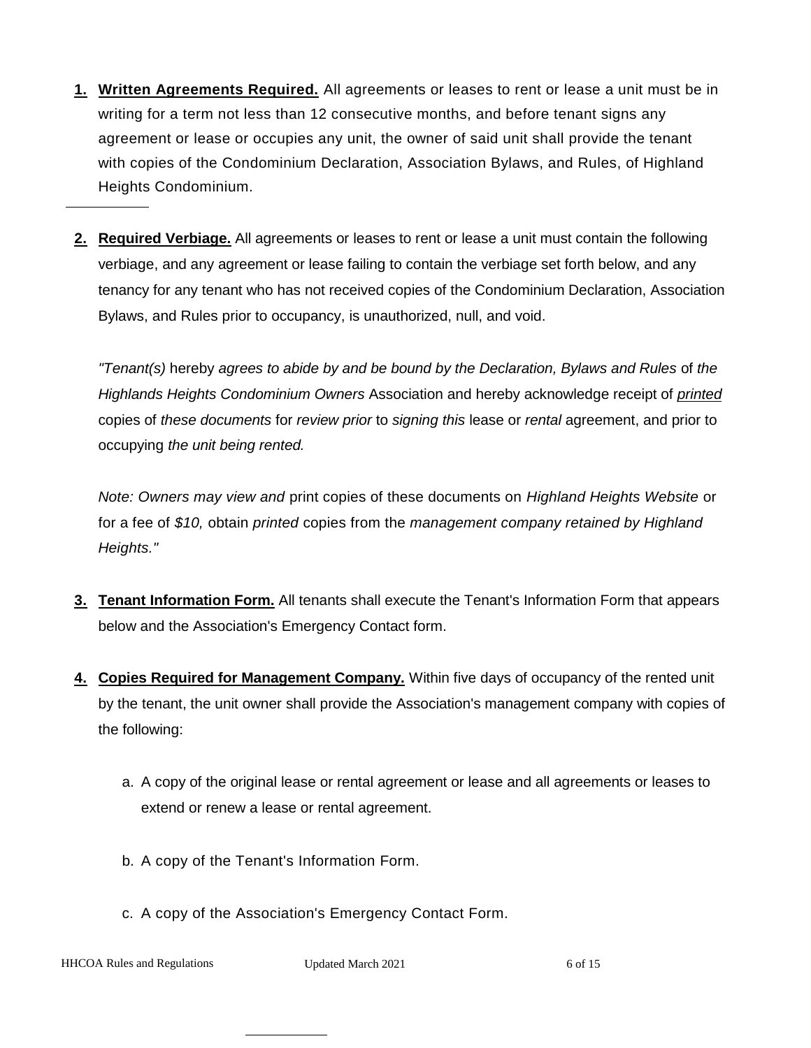1. **Written Agreements Required.** All agreements or leases to rent or lease a unit must be in writing for a term not less than 12 consecutive months, and before tenant signs any agreement or lease or occupies any unit, the owner of said unit shall provide the tenant with copies of the Condominium Declaration, Association Bylaws, and Rules, of Highland Heights Condominium.

2. **Required Verbiage.** All agreements or leases to rent or lease a unit must contain the following verbiage, and any agreement or lease failing to contain the verbiage set forth below, and any tenancy for any tenant who has not received copies of the Condominium Declaration, Association Bylaws, and Rules prior to occupancy, is unauthorized, null, and void.

   *"Tenant(s)* hereby *agrees to abide by and be bound by the Declaration, Bylaws and Rules* of *the Highlands Heights Condominium Owners* Association and hereby acknowledge receipt of *printed* copies of *these documents* for *review prior* to *signing this* lease or *rental* agreement, and prior to occupying *the unit being rented.*

   *Note: Owners may view and* print copies of these documents on *Highland Heights Website* or for a fee of *$10,* obtain *printed* copies from the *management company retained by Highland Heights."*

3. **Tenant Information Form.** All tenants shall execute the Tenant's Information Form that appears below and the Association's Emergency Contact form.

4. **Copies Required for Management Company.** Within five days of occupancy of the rented unit by the tenant, the unit owner shall provide the Association's management company with copies of the following:

   a. A copy of the original lease or rental agreement or lease and all agreements or leases to extend or renew a lease or rental agreement.

   b. A copy of the Tenant's Information Form.

   c. A copy of the Association's Emergency Contact Form.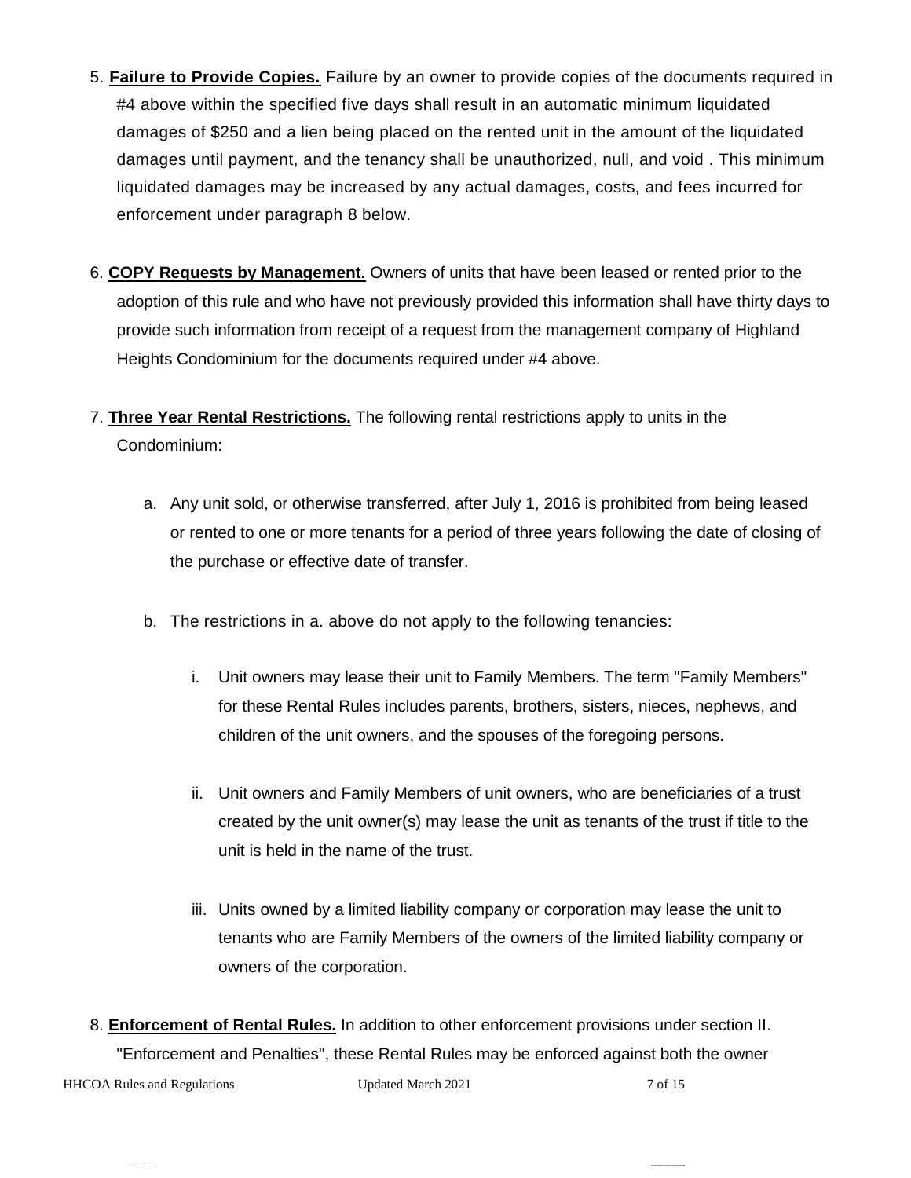5. **Failure to Provide Copies.** Failure by an owner to provide copies of the documents required in #4 above within the specified five days shall result in an automatic minimum liquidated damages of $250 and a lien being placed on the rented unit in the amount of the liquidated damages until payment, and the tenancy shall be unauthorized, null, and void . This minimum liquidated damages may be increased by any actual damages, costs, and fees incurred for enforcement under paragraph 8 below.

6. **COPY Requests by Management.** Owners of units that have been leased or rented prior to the adoption of this rule and who have not previously provided this information shall have thirty days to provide such information from receipt of a request from the management company of Highland Heights Condominium for the documents required under #4 above.

7. **Three Year Rental Restrictions.** The following rental restrictions apply to units in the Condominium:

   a. Any unit sold, or otherwise transferred, after July 1, 2016 is prohibited from being leased or rented to one or more tenants for a period of three years following the date of closing of the purchase or effective date of transfer.

   b. The restrictions in a. above do not apply to the following tenancies:

      i. Unit owners may lease their unit to Family Members. The term "Family Members" for these Rental Rules includes parents, brothers, sisters, nieces, nephews, and children of the unit owners, and the spouses of the foregoing persons.

      ii. Unit owners and Family Members of unit owners, who are beneficiaries of a trust created by the unit owner(s) may lease the unit as tenants of the trust if title to the unit is held in the name of the trust.

      iii. Units owned by a limited liability company or corporation may lease the unit to tenants who are Family Members of the owners of the limited liability company or owners of the corporation.

8. **Enforcement of Rental Rules.** In addition to other enforcement provisions under section II. "Enforcement and Penalties", these Rental Rules may be enforced against both the owner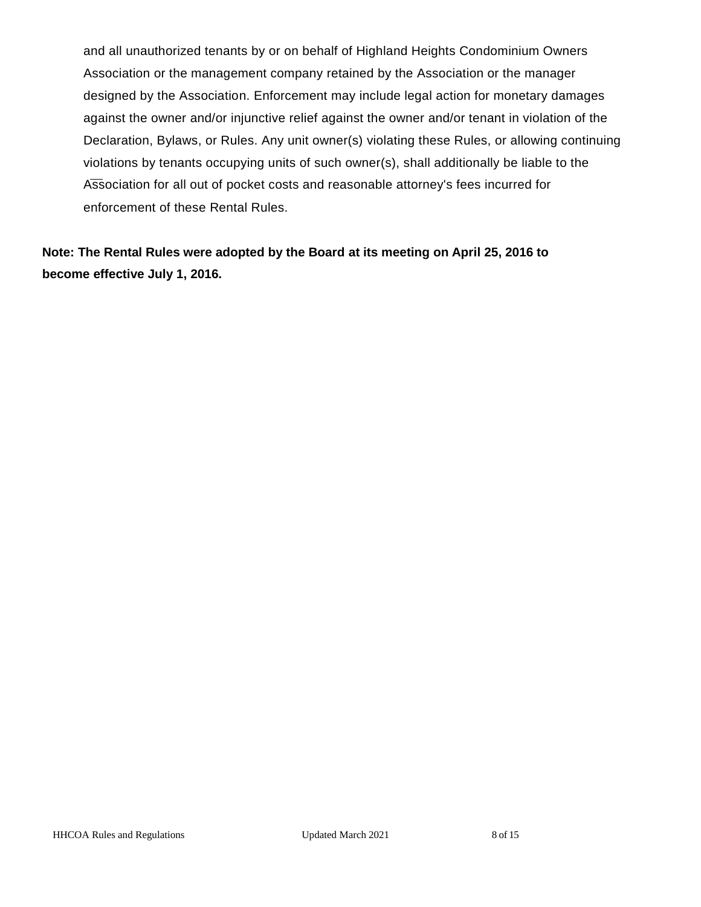and all unauthorized tenants by or on behalf of Highland Heights Condominium Owners Association or the management company retained by the Association or the manager designed by the Association. Enforcement may include legal action for monetary damages against the owner and/or injunctive relief against the owner and/or tenant in violation of the Declaration, Bylaws, or Rules. Any unit owner(s) violating these Rules, or allowing continuing violations by tenants occupying units of such owner(s), shall additionally be liable to the Association for all out of pocket costs and reasonable attorney's fees incurred for enforcement of these Rental Rules.

**Note: The Rental Rules were adopted by the Board at its meeting on April 25, 2016 to become effective July 1, 2016.**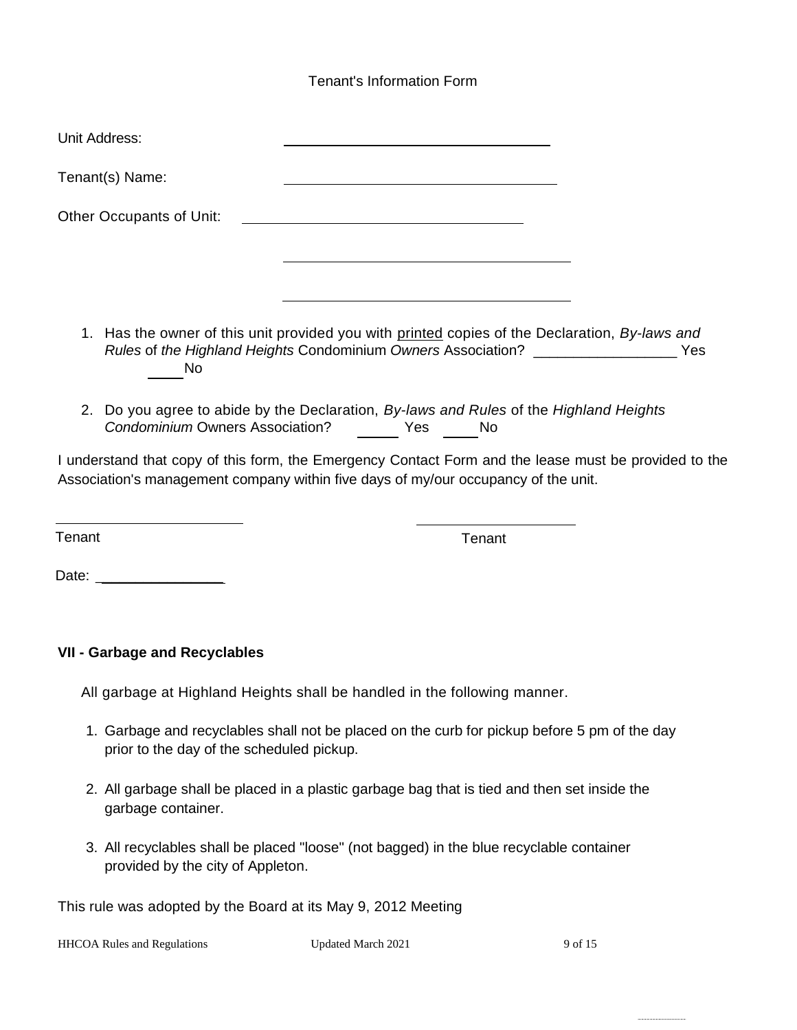Tenant's Information Form

Unit Address: ____________________________________

Tenant(s) Name: ____________________________________

Other Occupants of Unit: ____________________________________

____________________________________

____________________________________

1. Has the owner of this unit provided you with printed copies of the Declaration, *By-laws and Rules* of *the Highland Heights* Condominium *Owners* Association? __________________ Yes ____ No

2. Do you agree to abide by the Declaration, *By-laws and Rules* of the *Highland Heights Condominium* Owners Association? _____ Yes ____ No

I understand that copy of this form, the Emergency Contact Form and the lease must be provided to the Association's management company within five days of my/our occupancy of the unit.

________________________ ________________________

Tenant Tenant

Date: ________________

**VII - Garbage and Recyclables**

All garbage at Highland Heights shall be handled in the following manner.

1. Garbage and recyclables shall not be placed on the curb for pickup before 5 pm of the day prior to the day of the scheduled pickup.

2. All garbage shall be placed in a plastic garbage bag that is tied and then set inside the garbage container.

3. All recyclables shall be placed "loose" (not bagged) in the blue recyclable container provided by the city of Appleton.

This rule was adopted by the Board at its May 9, 2012 Meeting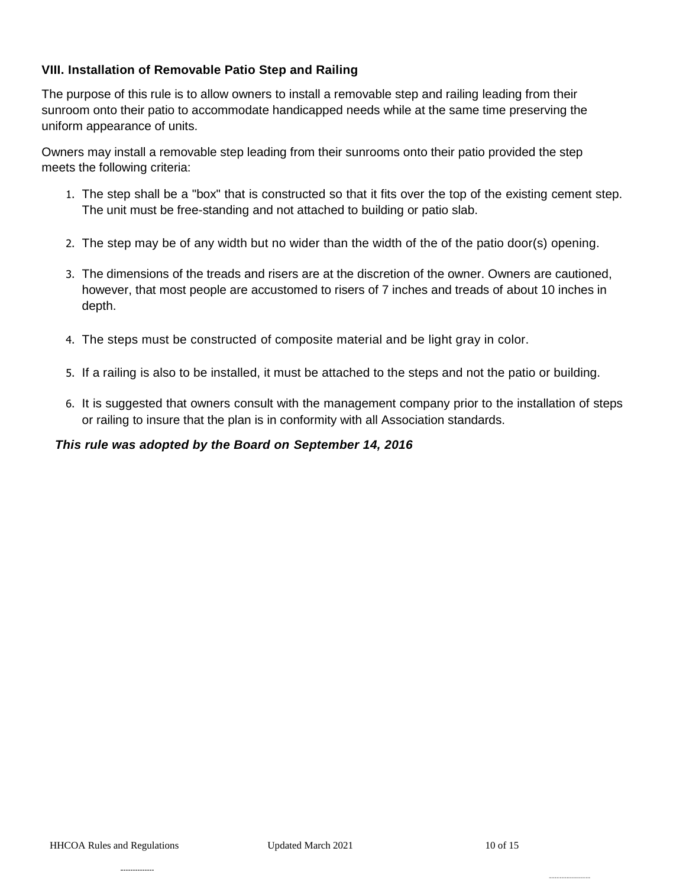**VIII. Installation of Removable Patio Step and Railing**

The purpose of this rule is to allow owners to install a removable step and railing leading from their sunroom onto their patio to accommodate handicapped needs while at the same time preserving the uniform appearance of units.

Owners may install a removable step leading from their sunrooms onto their patio provided the step meets the following criteria:

1. The step shall be a "box" that is constructed so that it fits over the top of the existing cement step. The unit must be free-standing and not attached to building or patio slab.
2. The step may be of any width but no wider than the width of the of the patio door(s) opening.
3. The dimensions of the treads and risers are at the discretion of the owner. Owners are cautioned, however, that most people are accustomed to risers of 7 inches and treads of about 10 inches in depth.
4. The steps must be constructed of composite material and be light gray in color.
5. If a railing is also to be installed, it must be attached to the steps and not the patio or building.
6. It is suggested that owners consult with the management company prior to the installation of steps or railing to insure that the plan is in conformity with all Association standards.

***This rule was adopted by the Board on September 14, 2016***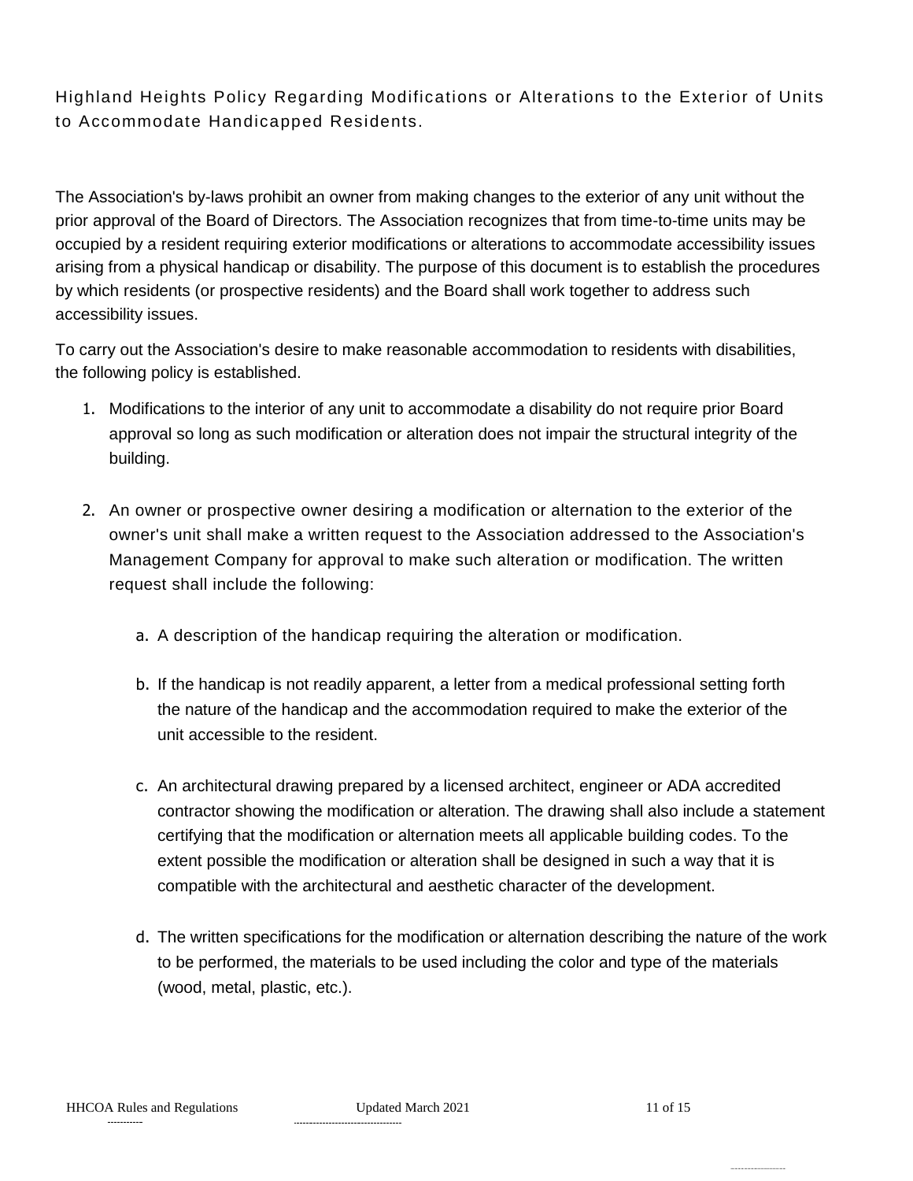## Highland Heights Policy Regarding Modifications or Alterations to the Exterior of Units to Accommodate Handicapped Residents.

The Association's by-laws prohibit an owner from making changes to the exterior of any unit without the prior approval of the Board of Directors. The Association recognizes that from time-to-time units may be occupied by a resident requiring exterior modifications or alterations to accommodate accessibility issues arising from a physical handicap or disability. The purpose of this document is to establish the procedures by which residents (or prospective residents) and the Board shall work together to address such accessibility issues.

To carry out the Association's desire to make reasonable accommodation to residents with disabilities, the following policy is established.

1. Modifications to the interior of any unit to accommodate a disability do not require prior Board approval so long as such modification or alteration does not impair the structural integrity of the building.

2. An owner or prospective owner desiring a modification or alternation to the exterior of the owner's unit shall make a written request to the Association addressed to the Association's Management Company for approval to make such alteration or modification. The written request shall include the following:

   a. A description of the handicap requiring the alteration or modification.

   b. If the handicap is not readily apparent, a letter from a medical professional setting forth the nature of the handicap and the accommodation required to make the exterior of the unit accessible to the resident.

   c. An architectural drawing prepared by a licensed architect, engineer or ADA accredited contractor showing the modification or alteration. The drawing shall also include a statement certifying that the modification or alternation meets all applicable building codes. To the extent possible the modification or alteration shall be designed in such a way that it is compatible with the architectural and aesthetic character of the development.

   d. The written specifications for the modification or alternation describing the nature of the work to be performed, the materials to be used including the color and type of the materials (wood, metal, plastic, etc.).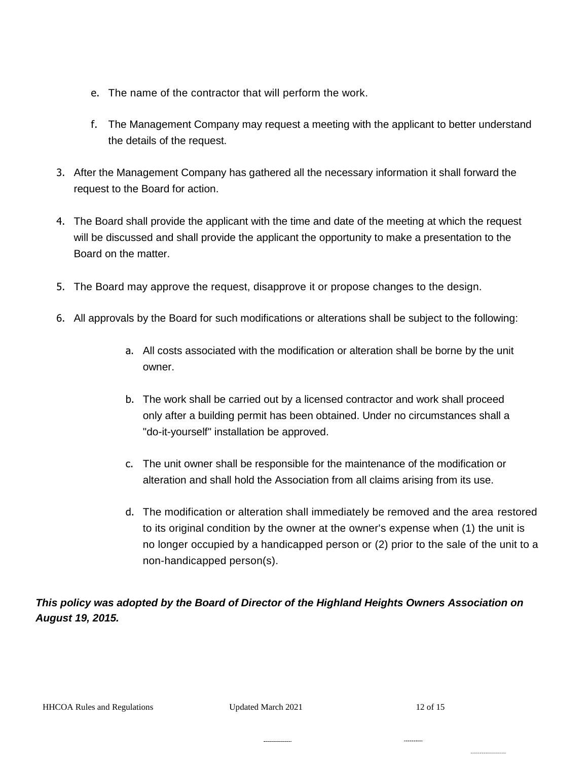e. The name of the contractor that will perform the work.

   f. The Management Company may request a meeting with the applicant to better understand the details of the request.

3. After the Management Company has gathered all the necessary information it shall forward the request to the Board for action.

4. The Board shall provide the applicant with the time and date of the meeting at which the request will be discussed and shall provide the applicant the opportunity to make a presentation to the Board on the matter.

5. The Board may approve the request, disapprove it or propose changes to the design.

6. All approvals by the Board for such modifications or alterations shall be subject to the following:

   a. All costs associated with the modification or alteration shall be borne by the unit owner.

   b. The work shall be carried out by a licensed contractor and work shall proceed only after a building permit has been obtained. Under no circumstances shall a "do-it-yourself" installation be approved.

   c. The unit owner shall be responsible for the maintenance of the modification or alteration and shall hold the Association from all claims arising from its use.

   d. The modification or alteration shall immediately be removed and the area restored to its original condition by the owner at the owner's expense when (1) the unit is no longer occupied by a handicapped person or (2) prior to the sale of the unit to a non-handicapped person(s).

***This policy was adopted by the Board of Director of the Highland Heights Owners Association on August 19, 2015.***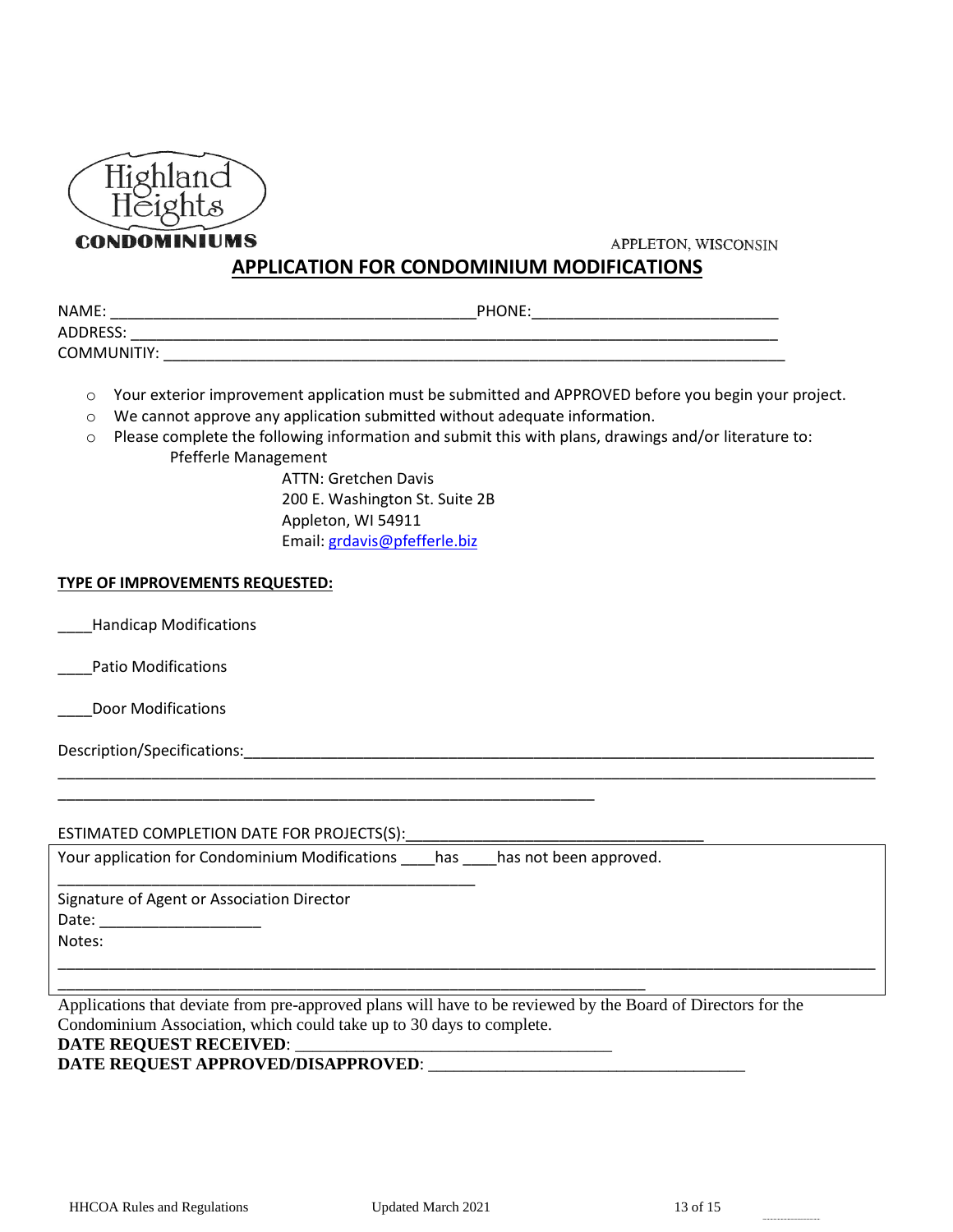Highland Heights
**CONDOMINIUMS**

APPLETON, WISCONSIN

## APPLICATION FOR CONDOMINIUM MODIFICATIONS

NAME: ___________________________________________PHONE:_____________________________
ADDRESS: ____________________________________________________________________________
COMMUNITIY: __________________________________________________________________________

- Your exterior improvement application must be submitted and APPROVED before you begin your project.
- We cannot approve any application submitted without adequate information.
- Please complete the following information and submit this with plans, drawings and/or literature to:

  Pfefferle Management
  ATTN: Gretchen Davis
  200 E. Washington St. Suite 2B
  Appleton, WI 54911
  Email: grdavis@pfefferle.biz

**TYPE OF IMPROVEMENTS REQUESTED:**

____Handicap Modifications

____Patio Modifications

____Door Modifications

Description/Specifications:___________________________________________________________________________
_______________________________________________________________________________________________________
______________________________________________________________

ESTIMATED COMPLETION DATE FOR PROJECTS(S):___________________________________

Your application for Condominium Modifications ____has ____has not been approved.

_________________________________________________
Signature of Agent or Association Director
Date: ___________________
Notes:
_______________________________________________________________________________________________________
_____________________________________________________________________

Applications that deviate from pre-approved plans will have to be reviewed by the Board of Directors for the Condominium Association, which could take up to 30 days to complete.

**DATE REQUEST RECEIVED**: _____________________________________
**DATE REQUEST APPROVED/DISAPPROVED**: _____________________________________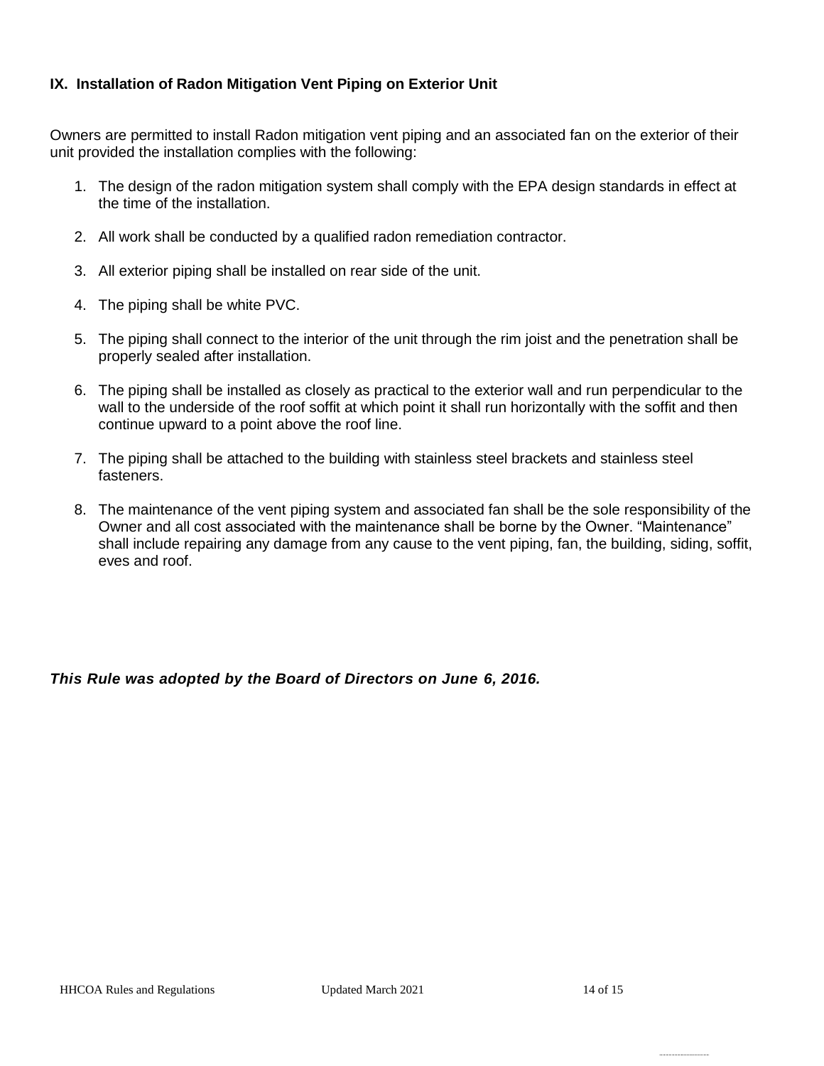## IX. Installation of Radon Mitigation Vent Piping on Exterior Unit

Owners are permitted to install Radon mitigation vent piping and an associated fan on the exterior of their unit provided the installation complies with the following:

1. The design of the radon mitigation system shall comply with the EPA design standards in effect at the time of the installation.
2. All work shall be conducted by a qualified radon remediation contractor.
3. All exterior piping shall be installed on rear side of the unit.
4. The piping shall be white PVC.
5. The piping shall connect to the interior of the unit through the rim joist and the penetration shall be properly sealed after installation.
6. The piping shall be installed as closely as practical to the exterior wall and run perpendicular to the wall to the underside of the roof soffit at which point it shall run horizontally with the soffit and then continue upward to a point above the roof line.
7. The piping shall be attached to the building with stainless steel brackets and stainless steel fasteners.
8. The maintenance of the vent piping system and associated fan shall be the sole responsibility of the Owner and all cost associated with the maintenance shall be borne by the Owner. "Maintenance" shall include repairing any damage from any cause to the vent piping, fan, the building, siding, soffit, eves and roof.

***This Rule was adopted by the Board of Directors on June 6, 2016.***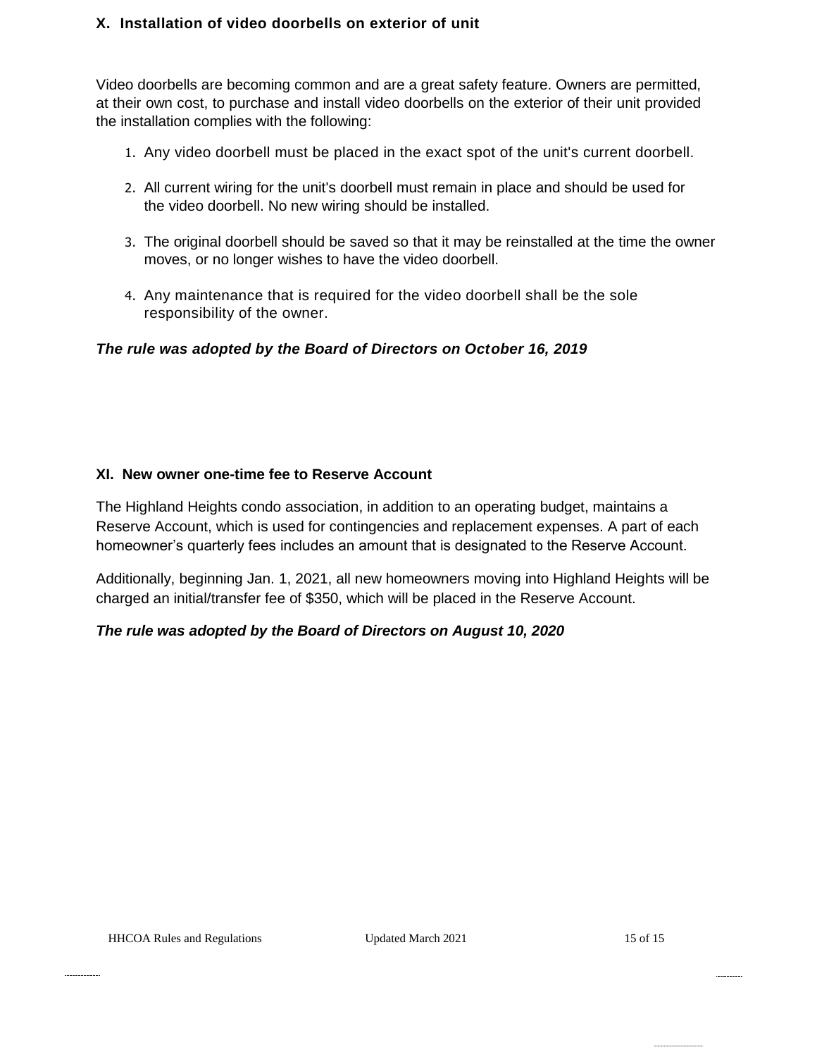### X. Installation of video doorbells on exterior of unit

Video doorbells are becoming common and are a great safety feature. Owners are permitted, at their own cost, to purchase and install video doorbells on the exterior of their unit provided the installation complies with the following:

1. Any video doorbell must be placed in the exact spot of the unit's current doorbell.
2. All current wiring for the unit's doorbell must remain in place and should be used for the video doorbell. No new wiring should be installed.
3. The original doorbell should be saved so that it may be reinstalled at the time the owner moves, or no longer wishes to have the video doorbell.
4. Any maintenance that is required for the video doorbell shall be the sole responsibility of the owner.

***The rule was adopted by the Board of Directors on October 16, 2019***

### XI. New owner one-time fee to Reserve Account

The Highland Heights condo association, in addition to an operating budget, maintains a Reserve Account, which is used for contingencies and replacement expenses. A part of each homeowner's quarterly fees includes an amount that is designated to the Reserve Account.

Additionally, beginning Jan. 1, 2021, all new homeowners moving into Highland Heights will be charged an initial/transfer fee of $350, which will be placed in the Reserve Account.

***The rule was adopted by the Board of Directors on August 10, 2020***